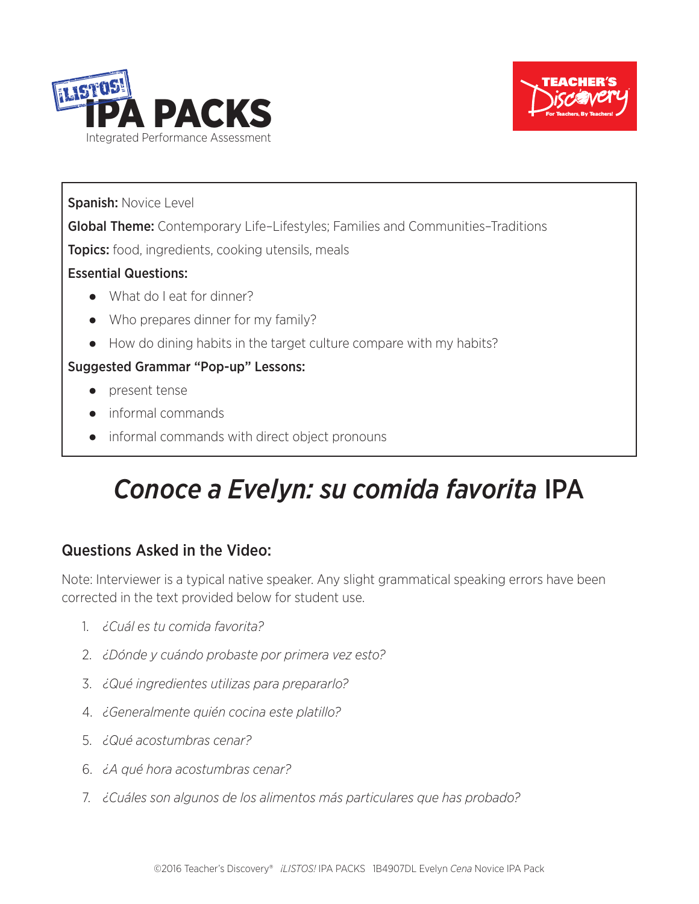¡LISTOS! IPA PACKS
Integrated Performance Assessment

TEACHER'S Discovery
For Teachers, By Teachers!

**Spanish:** Novice Level

**Global Theme:** Contemporary Life–Lifestyles; Families and Communities–Traditions

**Topics:** food, ingredients, cooking utensils, meals

**Essential Questions:**

- What do I eat for dinner?
- Who prepares dinner for my family?
- How do dining habits in the target culture compare with my habits?

**Suggested Grammar "Pop-up" Lessons:**

- present tense
- informal commands
- informal commands with direct object pronouns

# *Conoce a Evelyn: su comida favorita* IPA

## Questions Asked in the Video:

Note: Interviewer is a typical native speaker. Any slight grammatical speaking errors have been corrected in the text provided below for student use.

1. *¿Cuál es tu comida favorita?*
2. *¿Dónde y cuándo probaste por primera vez esto?*
3. *¿Qué ingredientes utilizas para prepararlo?*
4. *¿Generalmente quién cocina este platillo?*
5. *¿Qué acostumbras cenar?*
6. *¿A qué hora acostumbras cenar?*
7. *¿Cuáles son algunos de los alimentos más particulares que has probado?*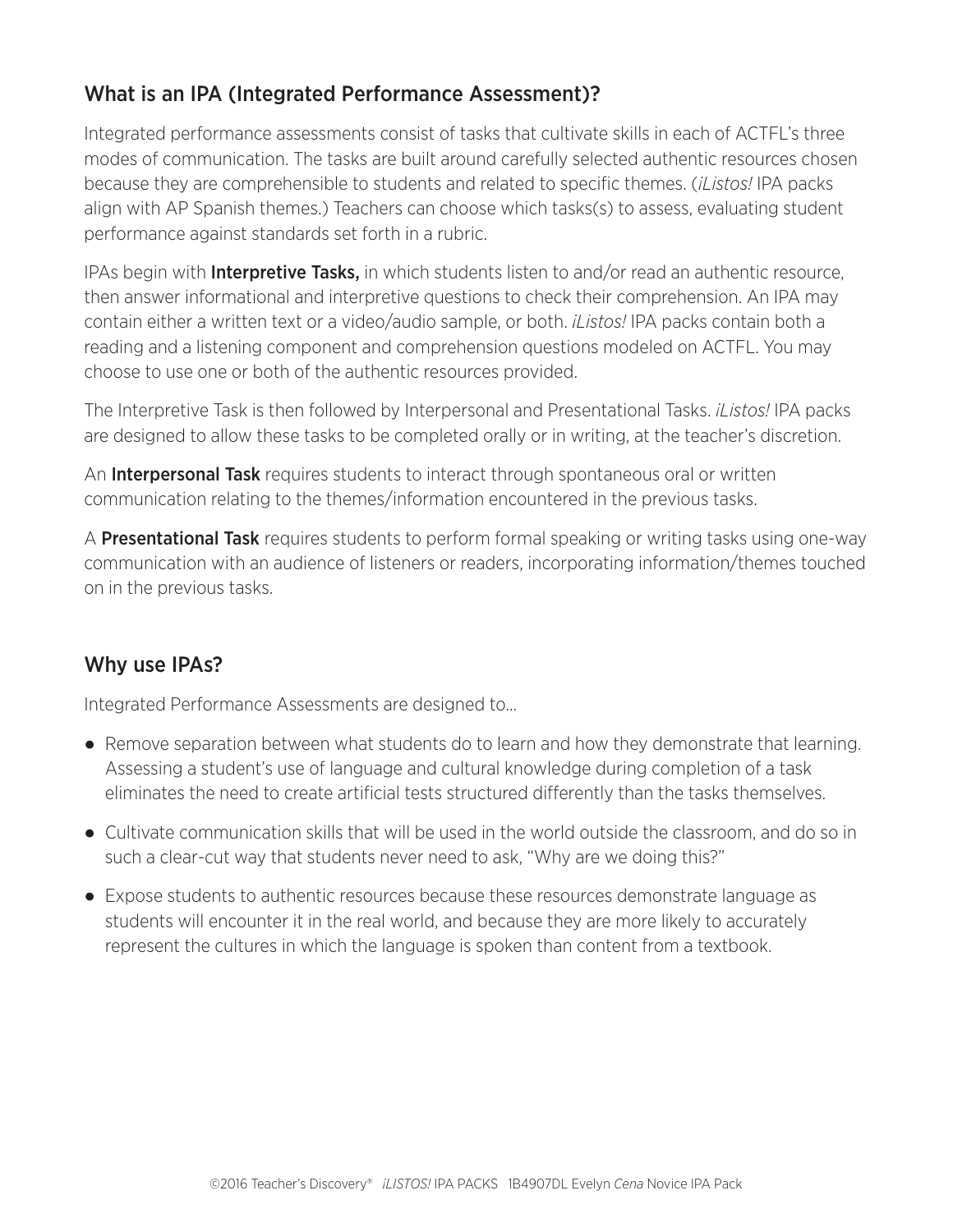## What is an IPA (Integrated Performance Assessment)?

Integrated performance assessments consist of tasks that cultivate skills in each of ACTFL's three modes of communication. The tasks are built around carefully selected authentic resources chosen because they are comprehensible to students and related to specific themes. (*¡Listos!* IPA packs align with AP Spanish themes.) Teachers can choose which tasks(s) to assess, evaluating student performance against standards set forth in a rubric.

IPAs begin with **Interpretive Tasks,** in which students listen to and/or read an authentic resource, then answer informational and interpretive questions to check their comprehension. An IPA may contain either a written text or a video/audio sample, or both. *¡Listos!* IPA packs contain both a reading and a listening component and comprehension questions modeled on ACTFL. You may choose to use one or both of the authentic resources provided.

The Interpretive Task is then followed by Interpersonal and Presentational Tasks. *¡Listos!* IPA packs are designed to allow these tasks to be completed orally or in writing, at the teacher's discretion.

An **Interpersonal Task** requires students to interact through spontaneous oral or written communication relating to the themes/information encountered in the previous tasks.

A **Presentational Task** requires students to perform formal speaking or writing tasks using one-way communication with an audience of listeners or readers, incorporating information/themes touched on in the previous tasks.

## Why use IPAs?

Integrated Performance Assessments are designed to...

- Remove separation between what students do to learn and how they demonstrate that learning. Assessing a student's use of language and cultural knowledge during completion of a task eliminates the need to create artificial tests structured differently than the tasks themselves.
- Cultivate communication skills that will be used in the world outside the classroom, and do so in such a clear-cut way that students never need to ask, "Why are we doing this?"
- Expose students to authentic resources because these resources demonstrate language as students will encounter it in the real world, and because they are more likely to accurately represent the cultures in which the language is spoken than content from a textbook.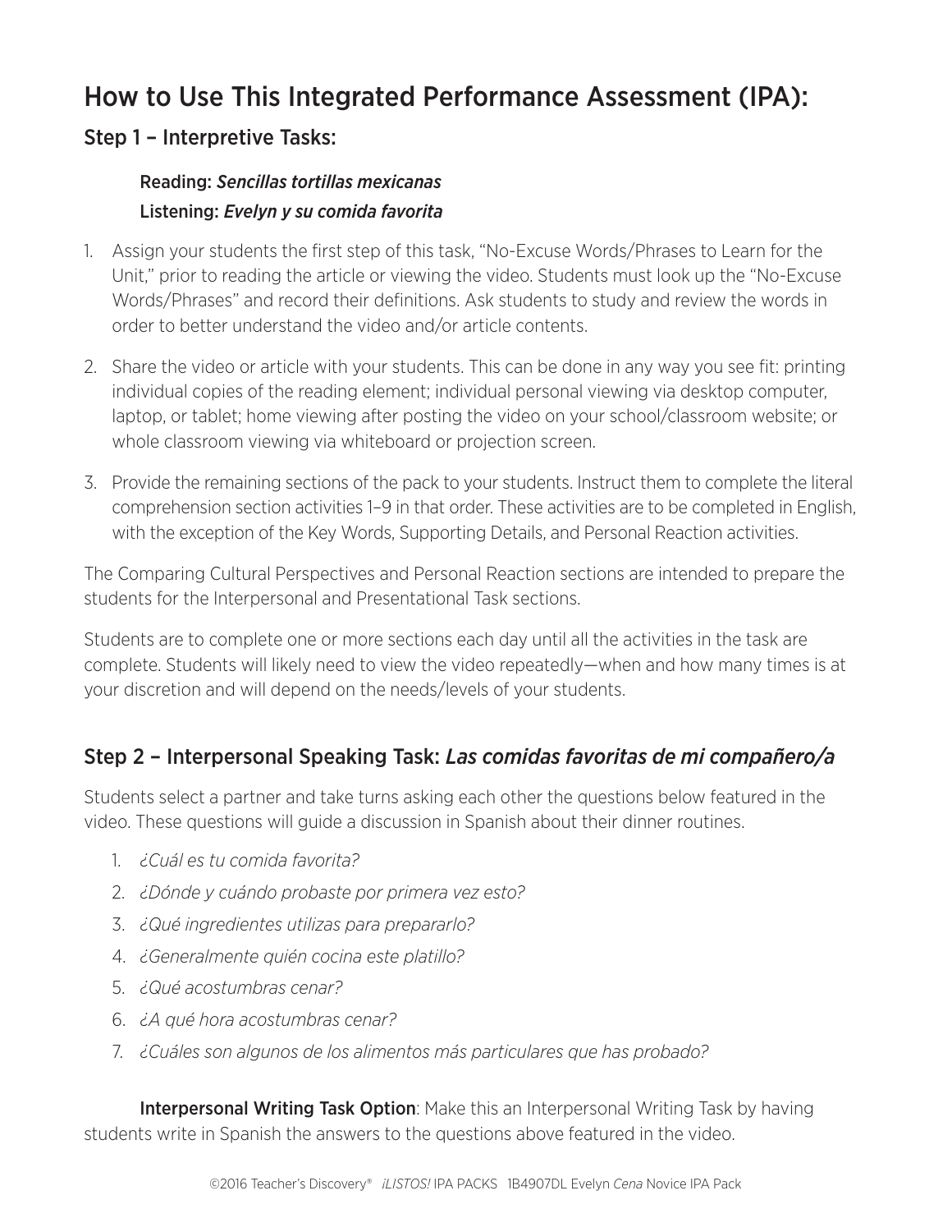# How to Use This Integrated Performance Assessment (IPA):

## Step 1 – Interpretive Tasks:

**Reading:** ***Sencillas tortillas mexicanas***

**Listening:** ***Evelyn y su comida favorita***

1. Assign your students the first step of this task, "No-Excuse Words/Phrases to Learn for the Unit," prior to reading the article or viewing the video. Students must look up the "No-Excuse Words/Phrases" and record their definitions. Ask students to study and review the words in order to better understand the video and/or article contents.
2. Share the video or article with your students. This can be done in any way you see fit: printing individual copies of the reading element; individual personal viewing via desktop computer, laptop, or tablet; home viewing after posting the video on your school/classroom website; or whole classroom viewing via whiteboard or projection screen.
3. Provide the remaining sections of the pack to your students. Instruct them to complete the literal comprehension section activities 1–9 in that order. These activities are to be completed in English, with the exception of the Key Words, Supporting Details, and Personal Reaction activities.

The Comparing Cultural Perspectives and Personal Reaction sections are intended to prepare the students for the Interpersonal and Presentational Task sections.

Students are to complete one or more sections each day until all the activities in the task are complete. Students will likely need to view the video repeatedly—when and how many times is at your discretion and will depend on the needs/levels of your students.

## Step 2 – Interpersonal Speaking Task: *Las comidas favoritas de mi compañero/a*

Students select a partner and take turns asking each other the questions below featured in the video. These questions will guide a discussion in Spanish about their dinner routines.

1. *¿Cuál es tu comida favorita?*
2. *¿Dónde y cuándo probaste por primera vez esto?*
3. *¿Qué ingredientes utilizas para prepararlo?*
4. *¿Generalmente quién cocina este platillo?*
5. *¿Qué acostumbras cenar?*
6. *¿A qué hora acostumbras cenar?*
7. *¿Cuáles son algunos de los alimentos más particulares que has probado?*

**Interpersonal Writing Task Option**: Make this an Interpersonal Writing Task by having students write in Spanish the answers to the questions above featured in the video.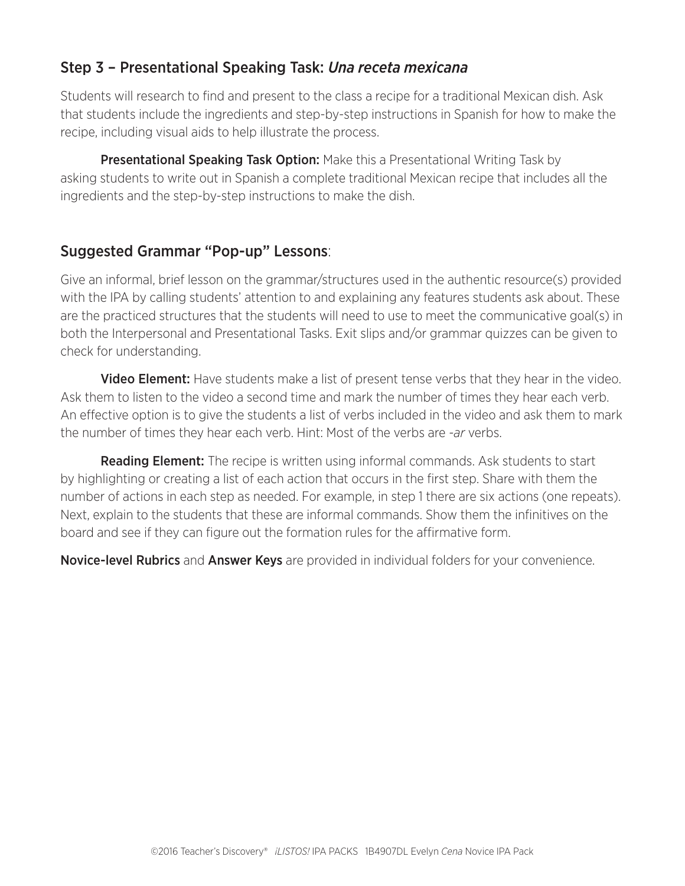## Step 3 – Presentational Speaking Task: *Una receta mexicana*

Students will research to find and present to the class a recipe for a traditional Mexican dish. Ask that students include the ingredients and step-by-step instructions in Spanish for how to make the recipe, including visual aids to help illustrate the process.

**Presentational Speaking Task Option:** Make this a Presentational Writing Task by asking students to write out in Spanish a complete traditional Mexican recipe that includes all the ingredients and the step-by-step instructions to make the dish.

## Suggested Grammar "Pop-up" Lessons:

Give an informal, brief lesson on the grammar/structures used in the authentic resource(s) provided with the IPA by calling students' attention to and explaining any features students ask about. These are the practiced structures that the students will need to use to meet the communicative goal(s) in both the Interpersonal and Presentational Tasks. Exit slips and/or grammar quizzes can be given to check for understanding.

**Video Element:** Have students make a list of present tense verbs that they hear in the video. Ask them to listen to the video a second time and mark the number of times they hear each verb. An effective option is to give the students a list of verbs included in the video and ask them to mark the number of times they hear each verb. Hint: Most of the verbs are *-ar* verbs.

**Reading Element:** The recipe is written using informal commands. Ask students to start by highlighting or creating a list of each action that occurs in the first step. Share with them the number of actions in each step as needed. For example, in step 1 there are six actions (one repeats). Next, explain to the students that these are informal commands. Show them the infinitives on the board and see if they can figure out the formation rules for the affirmative form.

**Novice-level Rubrics** and **Answer Keys** are provided in individual folders for your convenience.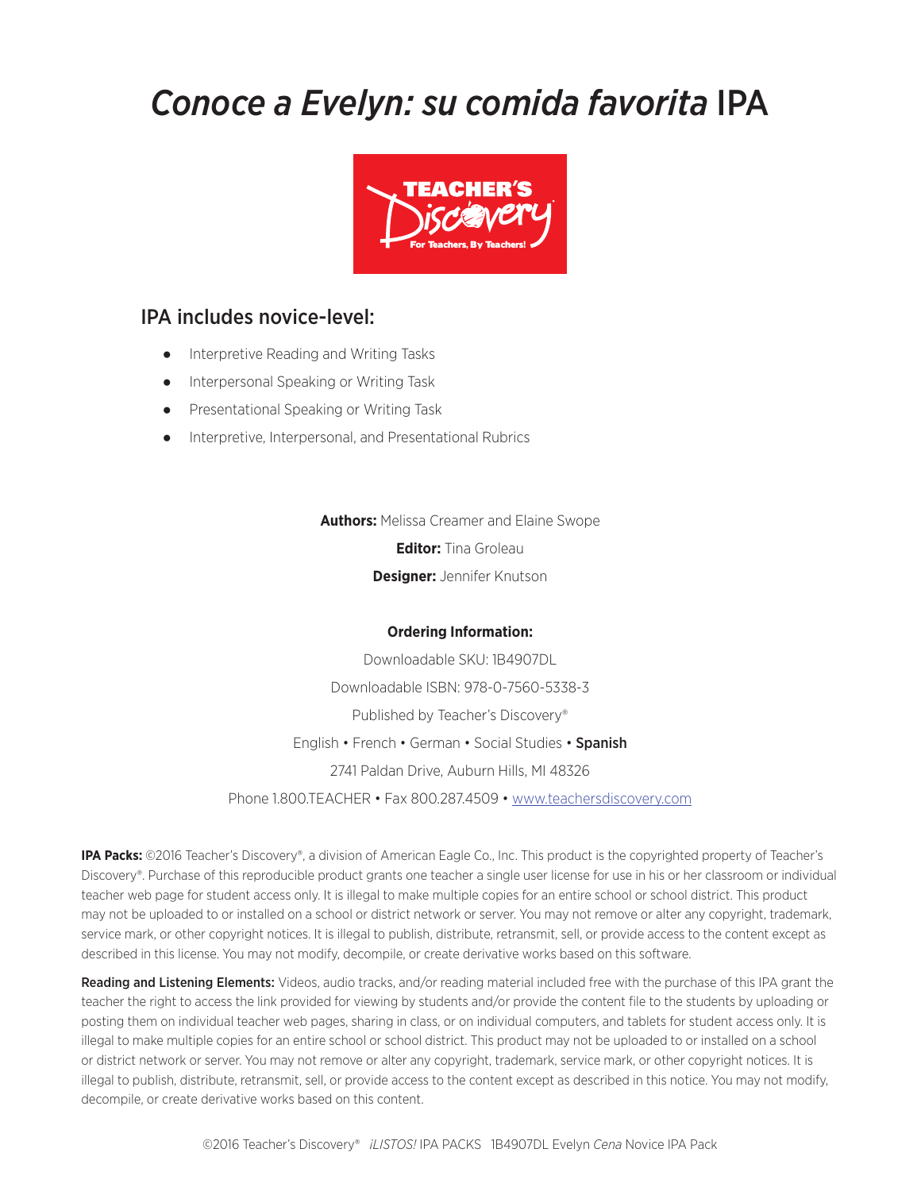# *Conoce a Evelyn: su comida favorita* IPA

## IPA includes novice-level:

- Interpretive Reading and Writing Tasks
- Interpersonal Speaking or Writing Task
- Presentational Speaking or Writing Task
- Interpretive, Interpersonal, and Presentational Rubrics

**Authors:** Melissa Creamer and Elaine Swope

**Editor:** Tina Groleau

**Designer:** Jennifer Knutson

**Ordering Information:**

Downloadable SKU: 1B4907DL

Downloadable ISBN: 978-0-7560-5338-3

Published by Teacher's Discovery®

English • French • German • Social Studies • **Spanish**

2741 Paldan Drive, Auburn Hills, MI 48326

Phone 1.800.TEACHER • Fax 800.287.4509 • www.teachersdiscovery.com

**IPA Packs:** ©2016 Teacher's Discovery®, a division of American Eagle Co., Inc. This product is the copyrighted property of Teacher's Discovery®. Purchase of this reproducible product grants one teacher a single user license for use in his or her classroom or individual teacher web page for student access only. It is illegal to make multiple copies for an entire school or school district. This product may not be uploaded to or installed on a school or district network or server. You may not remove or alter any copyright, trademark, service mark, or other copyright notices. It is illegal to publish, distribute, retransmit, sell, or provide access to the content except as described in this license. You may not modify, decompile, or create derivative works based on this software.

**Reading and Listening Elements:** Videos, audio tracks, and/or reading material included free with the purchase of this IPA grant the teacher the right to access the link provided for viewing by students and/or provide the content file to the students by uploading or posting them on individual teacher web pages, sharing in class, or on individual computers, and tablets for student access only. It is illegal to make multiple copies for an entire school or school district. This product may not be uploaded to or installed on a school or district network or server. You may not remove or alter any copyright, trademark, service mark, or other copyright notices. It is illegal to publish, distribute, retransmit, sell, or provide access to the content except as described in this notice. You may not modify, decompile, or create derivative works based on this content.